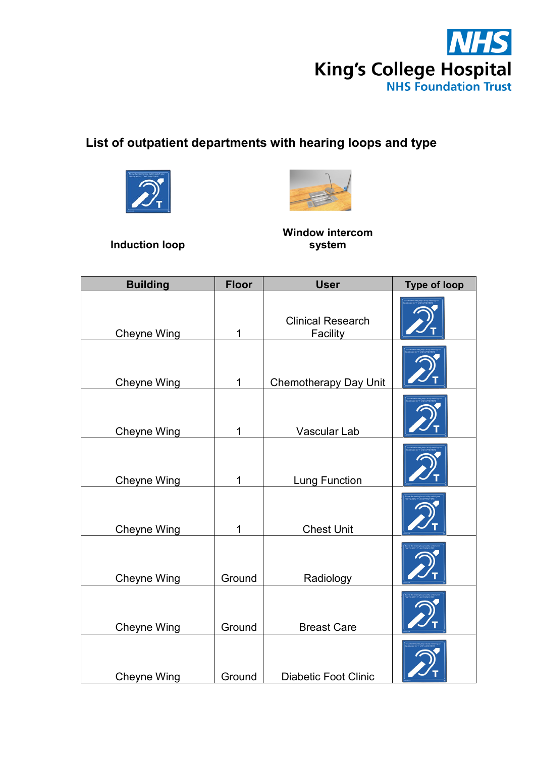King's College Hospital
NHS Foundation Trust

## List of outpatient departments with hearing loops and type

**Induction loop**

**Window intercom system**

| Building | Floor | User | Type of loop |
|---|---|---|---|
| Cheyne Wing | 1 | Clinical Research Facility | Induction loop |
| Cheyne Wing | 1 | Chemotherapy Day Unit | Induction loop |
| Cheyne Wing | 1 | Vascular Lab | Induction loop |
| Cheyne Wing | 1 | Lung Function | Induction loop |
| Cheyne Wing | 1 | Chest Unit | Induction loop |
| Cheyne Wing | Ground | Radiology | Induction loop |
| Cheyne Wing | Ground | Breast Care | Induction loop |
| Cheyne Wing | Ground | Diabetic Foot Clinic | Induction loop |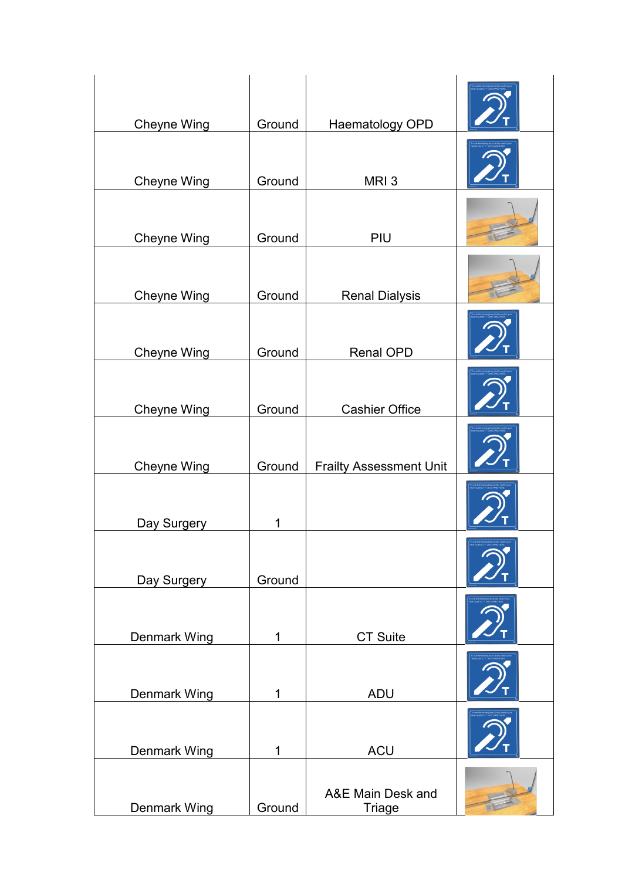| | | | |
|---|---|---|---|
| Cheyne Wing | Ground | Haematology OPD | |
| Cheyne Wing | Ground | MRI 3 | |
| Cheyne Wing | Ground | PIU | |
| Cheyne Wing | Ground | Renal Dialysis | |
| Cheyne Wing | Ground | Renal OPD | |
| Cheyne Wing | Ground | Cashier Office | |
| Cheyne Wing | Ground | Frailty Assessment Unit | |
| Day Surgery | 1 | | |
| Day Surgery | Ground | | |
| Denmark Wing | 1 | CT Suite | |
| Denmark Wing | 1 | ADU | |
| Denmark Wing | 1 | ACU | |
| Denmark Wing | Ground | A&E Main Desk and Triage | |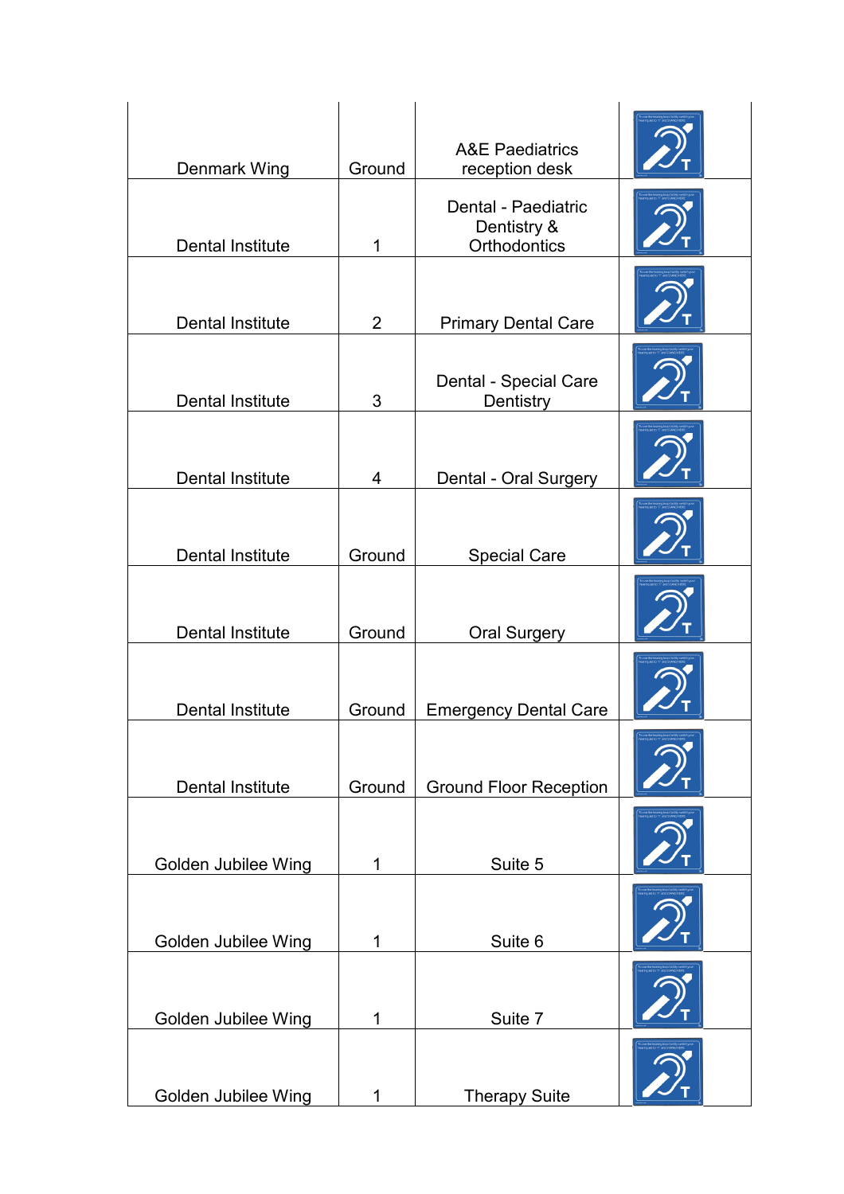| | | | |
|---|---|---|---|
| Denmark Wing | Ground | A&E Paediatrics reception desk | |
| Dental Institute | 1 | Dental - Paediatric Dentistry & Orthodontics | |
| Dental Institute | 2 | Primary Dental Care | |
| Dental Institute | 3 | Dental - Special Care Dentistry | |
| Dental Institute | 4 | Dental - Oral Surgery | |
| Dental Institute | Ground | Special Care | |
| Dental Institute | Ground | Oral Surgery | |
| Dental Institute | Ground | Emergency Dental Care | |
| Dental Institute | Ground | Ground Floor Reception | |
| Golden Jubilee Wing | 1 | Suite 5 | |
| Golden Jubilee Wing | 1 | Suite 6 | |
| Golden Jubilee Wing | 1 | Suite 7 | |
| Golden Jubilee Wing | 1 | Therapy Suite | |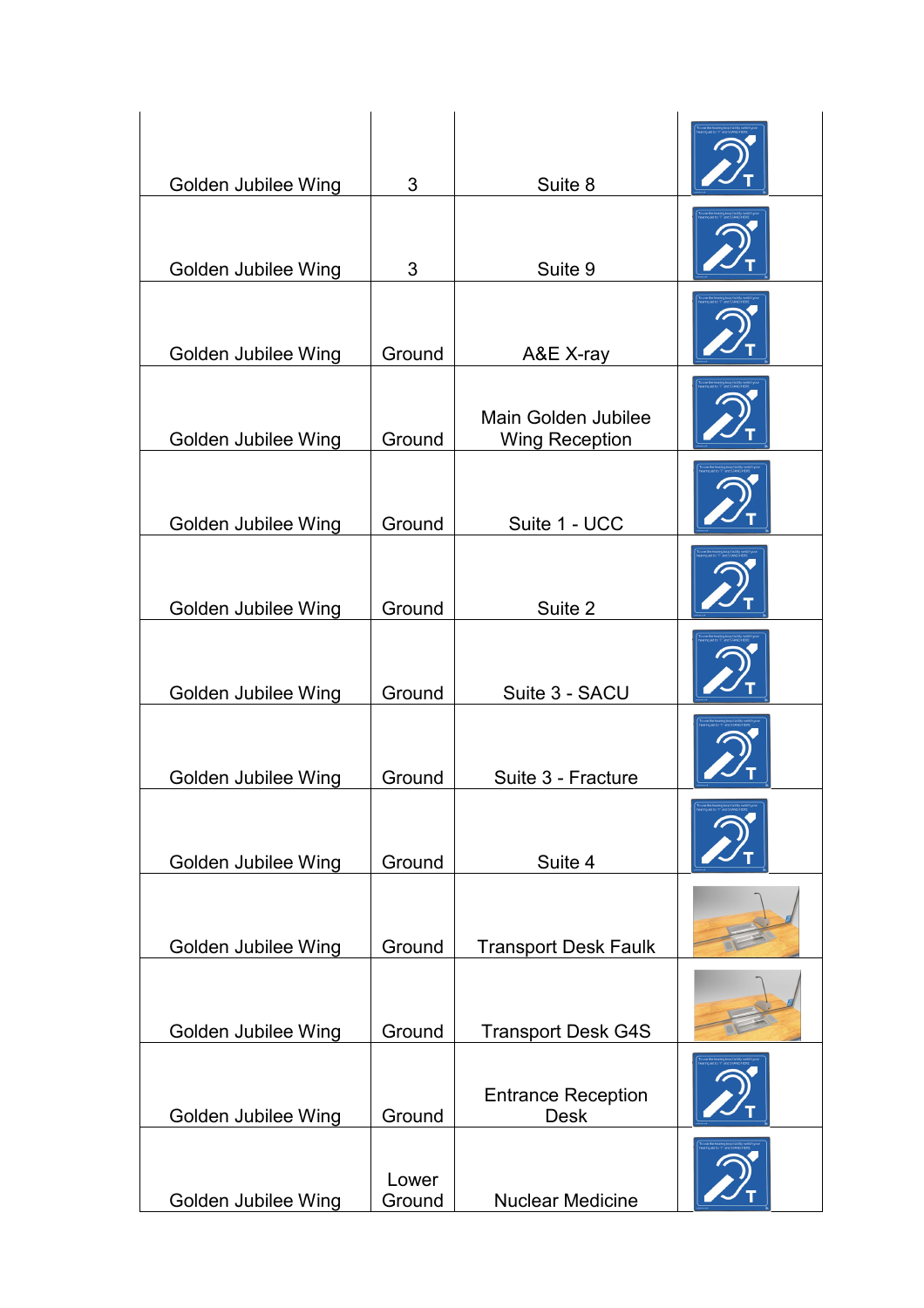| | | | |
|---|---|---|---|
| Golden Jubilee Wing | 3 | Suite 8 | |
| Golden Jubilee Wing | 3 | Suite 9 | |
| Golden Jubilee Wing | Ground | A&E X-ray | |
| Golden Jubilee Wing | Ground | Main Golden Jubilee Wing Reception | |
| Golden Jubilee Wing | Ground | Suite 1 - UCC | |
| Golden Jubilee Wing | Ground | Suite 2 | |
| Golden Jubilee Wing | Ground | Suite 3 - SACU | |
| Golden Jubilee Wing | Ground | Suite 3 - Fracture | |
| Golden Jubilee Wing | Ground | Suite 4 | |
| Golden Jubilee Wing | Ground | Transport Desk Faulk | |
| Golden Jubilee Wing | Ground | Transport Desk G4S | |
| Golden Jubilee Wing | Ground | Entrance Reception Desk | |
| Golden Jubilee Wing | Lower Ground | Nuclear Medicine | |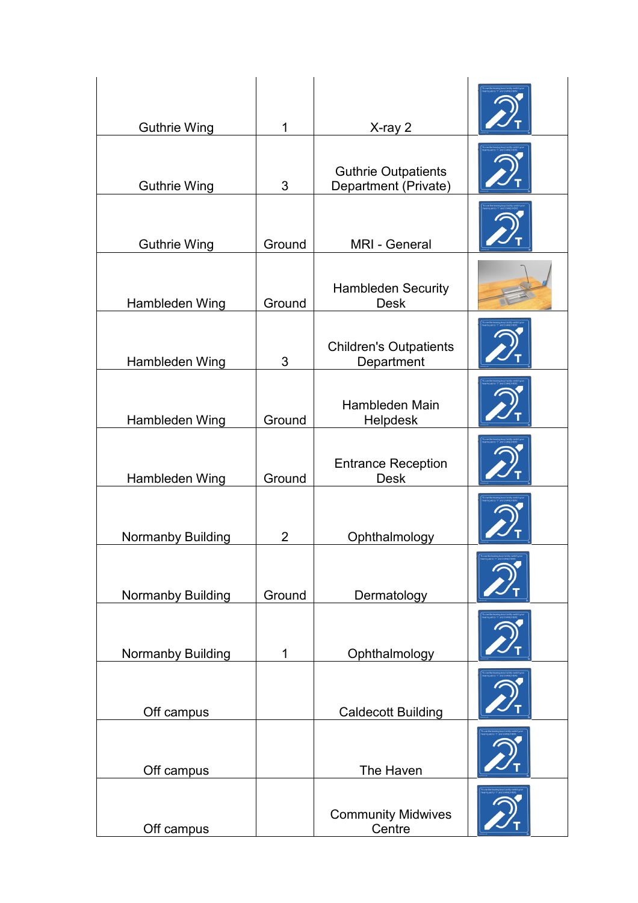| | | | |
|---|---|---|---|
| Guthrie Wing | 1 | X-ray 2 | |
| Guthrie Wing | 3 | Guthrie Outpatients Department (Private) | |
| Guthrie Wing | Ground | MRI - General | |
| Hambleden Wing | Ground | Hambleden Security Desk | |
| Hambleden Wing | 3 | Children's Outpatients Department | |
| Hambleden Wing | Ground | Hambleden Main Helpdesk | |
| Hambleden Wing | Ground | Entrance Reception Desk | |
| Normanby Building | 2 | Ophthalmology | |
| Normanby Building | Ground | Dermatology | |
| Normanby Building | 1 | Ophthalmology | |
| Off campus | | Caldecott Building | |
| Off campus | | The Haven | |
| Off campus | | Community Midwives Centre | |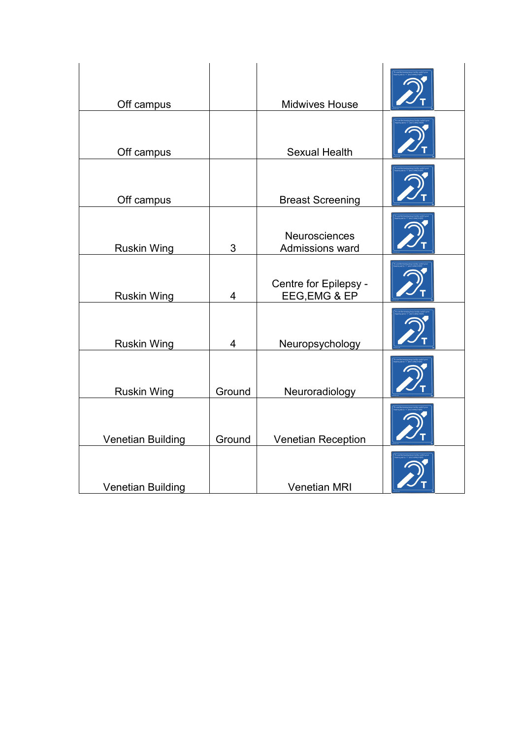| | | | |
|---|---|---|---|
| Off campus | | Midwives House | |
| Off campus | | Sexual Health | |
| Off campus | | Breast Screening | |
| Ruskin Wing | 3 | Neurosciences Admissions ward | |
| Ruskin Wing | 4 | Centre for Epilepsy - EEG,EMG & EP | |
| Ruskin Wing | 4 | Neuropsychology | |
| Ruskin Wing | Ground | Neuroradiology | |
| Venetian Building | Ground | Venetian Reception | |
| Venetian Building | | Venetian MRI | |